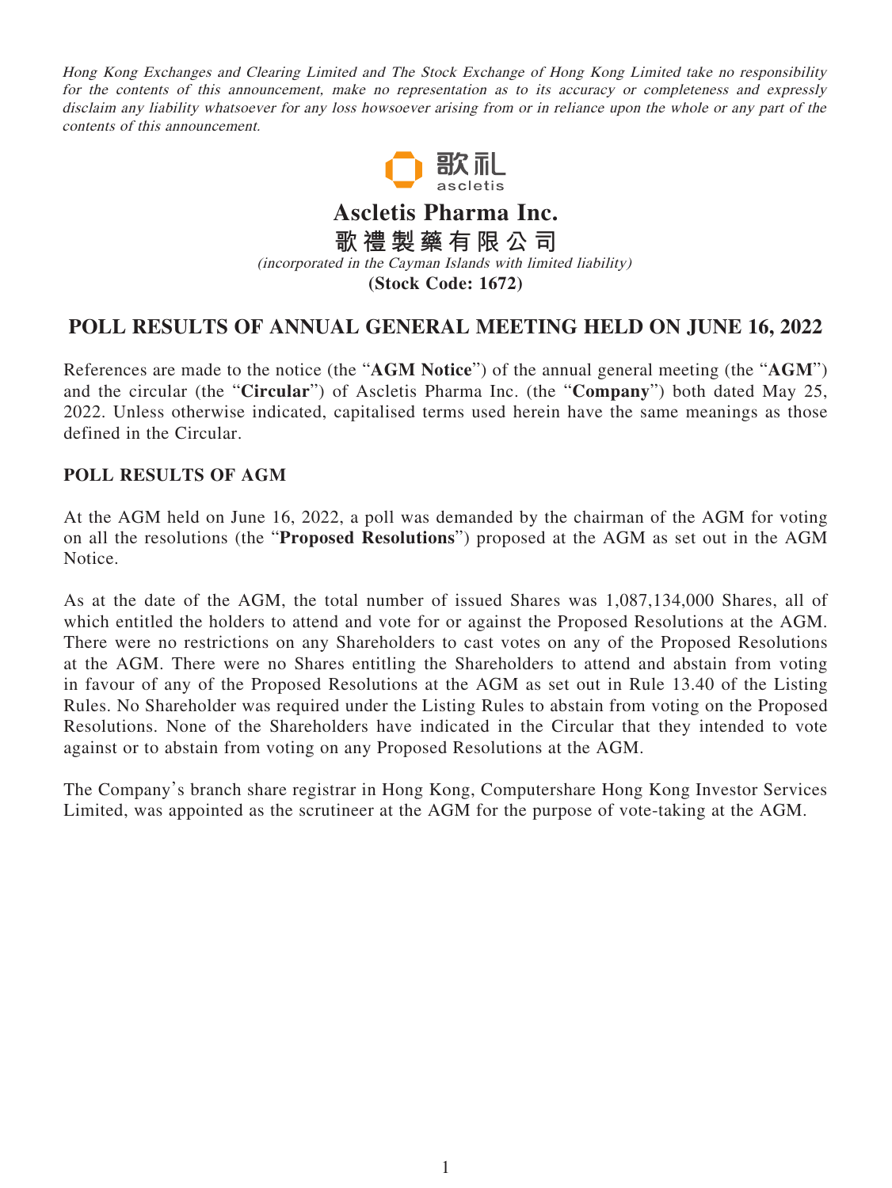*Hong Kong Exchanges and Clearing Limited and The Stock Exchange of Hong Kong Limited take no responsibility for the contents of this announcement, make no representation as to its accuracy or completeness and expressly disclaim any liability whatsoever for any loss howsoever arising from or in reliance upon the whole or any part of the contents of this announcement.*

歌礼
ascletis

# Ascletis Pharma Inc.

# 歌禮製藥有限公司

*(incorporated in the Cayman Islands with limited liability)*

**(Stock Code: 1672)**

## POLL RESULTS OF ANNUAL GENERAL MEETING HELD ON JUNE 16, 2022

References are made to the notice (the "**AGM Notice**") of the annual general meeting (the "**AGM**") and the circular (the "**Circular**") of Ascletis Pharma Inc. (the "**Company**") both dated May 25, 2022. Unless otherwise indicated, capitalised terms used herein have the same meanings as those defined in the Circular.

### POLL RESULTS OF AGM

At the AGM held on June 16, 2022, a poll was demanded by the chairman of the AGM for voting on all the resolutions (the "**Proposed Resolutions**") proposed at the AGM as set out in the AGM Notice.

As at the date of the AGM, the total number of issued Shares was 1,087,134,000 Shares, all of which entitled the holders to attend and vote for or against the Proposed Resolutions at the AGM. There were no restrictions on any Shareholders to cast votes on any of the Proposed Resolutions at the AGM. There were no Shares entitling the Shareholders to attend and abstain from voting in favour of any of the Proposed Resolutions at the AGM as set out in Rule 13.40 of the Listing Rules. No Shareholder was required under the Listing Rules to abstain from voting on the Proposed Resolutions. None of the Shareholders have indicated in the Circular that they intended to vote against or to abstain from voting on any Proposed Resolutions at the AGM.

The Company's branch share registrar in Hong Kong, Computershare Hong Kong Investor Services Limited, was appointed as the scrutineer at the AGM for the purpose of vote-taking at the AGM.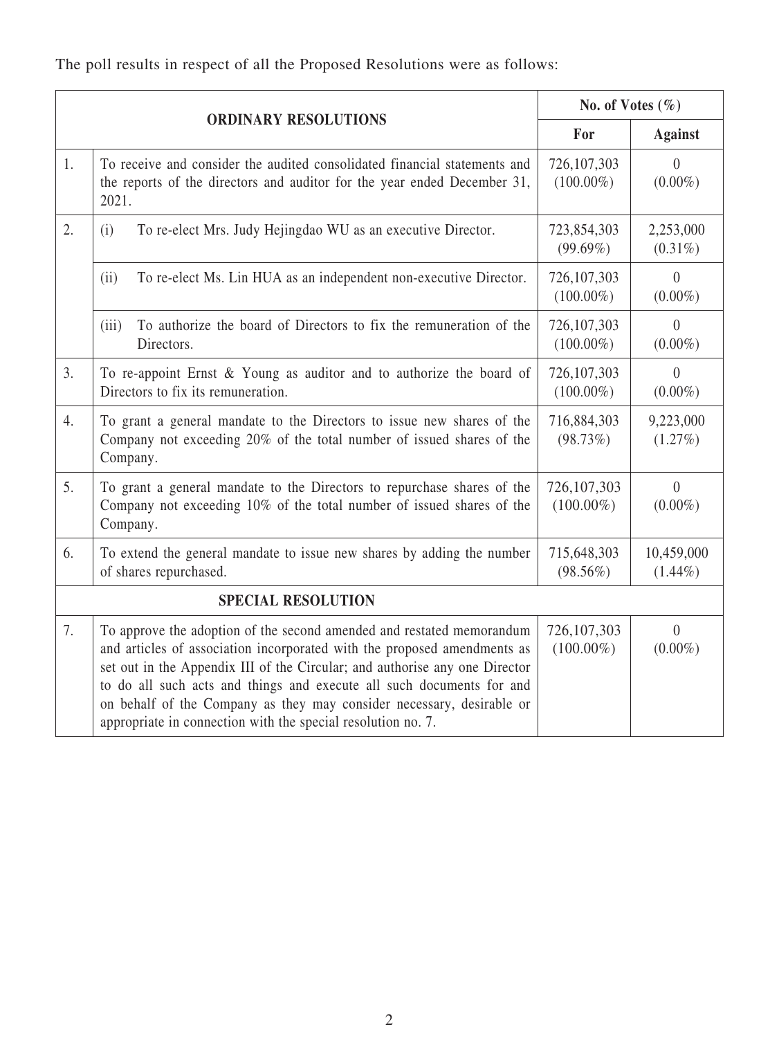The poll results in respect of all the Proposed Resolutions were as follows:

| | ORDINARY RESOLUTIONS | No. of Votes (%) | |
|---|---|---|---|
| | | For | Against |
| 1. | To receive and consider the audited consolidated financial statements and the reports of the directors and auditor for the year ended December 31, 2021. | 726,107,303 (100.00%) | 0 (0.00%) |
| 2. | (i) To re-elect Mrs. Judy Hejingdao WU as an executive Director. | 723,854,303 (99.69%) | 2,253,000 (0.31%) |
| | (ii) To re-elect Ms. Lin HUA as an independent non-executive Director. | 726,107,303 (100.00%) | 0 (0.00%) |
| | (iii) To authorize the board of Directors to fix the remuneration of the Directors. | 726,107,303 (100.00%) | 0 (0.00%) |
| 3. | To re-appoint Ernst & Young as auditor and to authorize the board of Directors to fix its remuneration. | 726,107,303 (100.00%) | 0 (0.00%) |
| 4. | To grant a general mandate to the Directors to issue new shares of the Company not exceeding 20% of the total number of issued shares of the Company. | 716,884,303 (98.73%) | 9,223,000 (1.27%) |
| 5. | To grant a general mandate to the Directors to repurchase shares of the Company not exceeding 10% of the total number of issued shares of the Company. | 726,107,303 (100.00%) | 0 (0.00%) |
| 6. | To extend the general mandate to issue new shares by adding the number of shares repurchased. | 715,648,303 (98.56%) | 10,459,000 (1.44%) |
| | **SPECIAL RESOLUTION** | | |
| 7. | To approve the adoption of the second amended and restated memorandum and articles of association incorporated with the proposed amendments as set out in the Appendix III of the Circular; and authorise any one Director to do all such acts and things and execute all such documents for and on behalf of the Company as they may consider necessary, desirable or appropriate in connection with the special resolution no. 7. | 726,107,303 (100.00%) | 0 (0.00%) |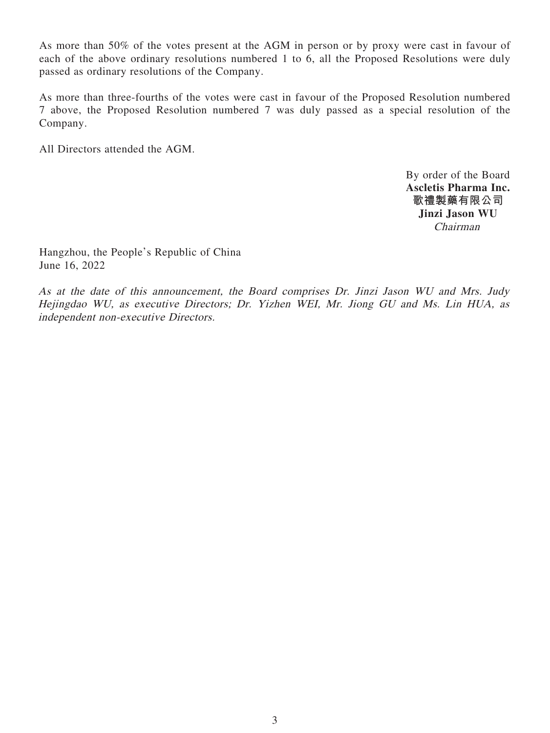As more than 50% of the votes present at the AGM in person or by proxy were cast in favour of each of the above ordinary resolutions numbered 1 to 6, all the Proposed Resolutions were duly passed as ordinary resolutions of the Company.

As more than three-fourths of the votes were cast in favour of the Proposed Resolution numbered 7 above, the Proposed Resolution numbered 7 was duly passed as a special resolution of the Company.

All Directors attended the AGM.

By order of the Board
**Ascletis Pharma Inc.**
**歌禮製藥有限公司**
**Jinzi Jason WU**
*Chairman*

Hangzhou, the People's Republic of China
June 16, 2022

*As at the date of this announcement, the Board comprises Dr. Jinzi Jason WU and Mrs. Judy Hejingdao WU, as executive Directors; Dr. Yizhen WEI, Mr. Jiong GU and Ms. Lin HUA, as independent non-executive Directors.*